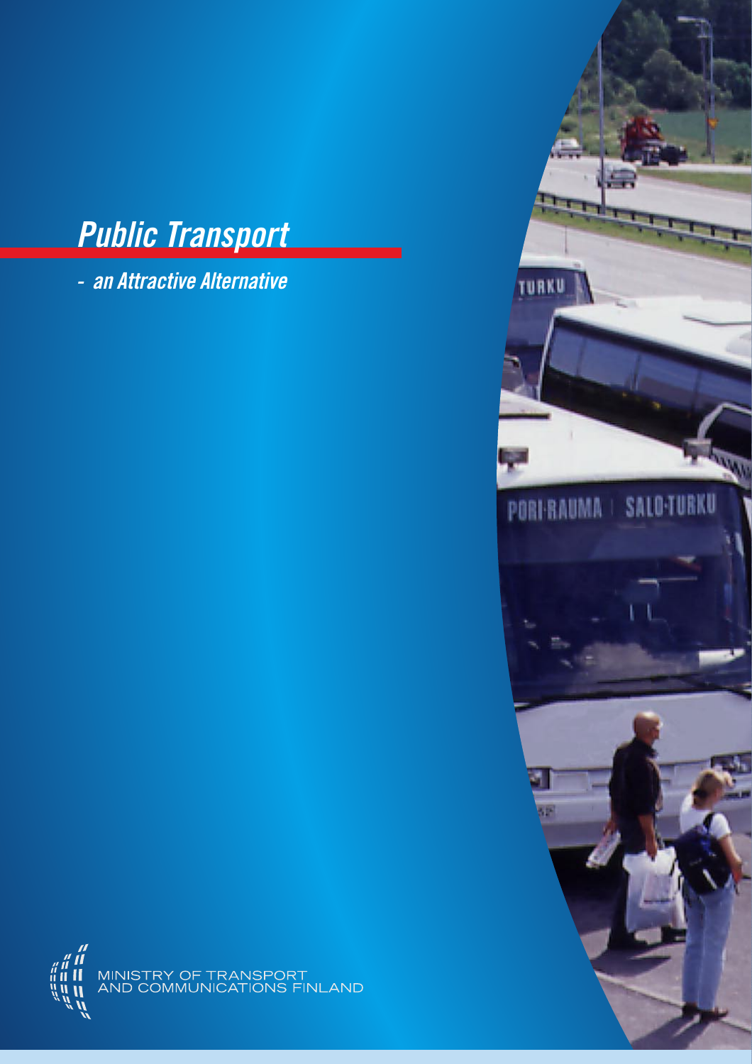# *Public Transport*

*- an Attractive Alternative*

MINISTRY OF TRANSPORT
AND COMMUNICATIONS FINLAND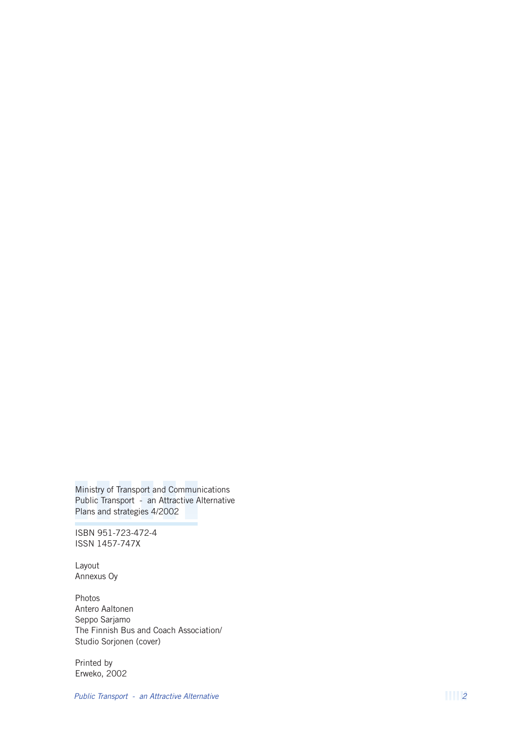Ministry of Transport and Communications
Public Transport - an Attractive Alternative
Plans and strategies 4/2002

ISBN 951-723-472-4
ISSN 1457-747X

Layout
Annexus Oy

Photos
Antero Aaltonen
Seppo Sarjamo
The Finnish Bus and Coach Association/
Studio Sorjonen (cover)

Printed by
Erweko, 2002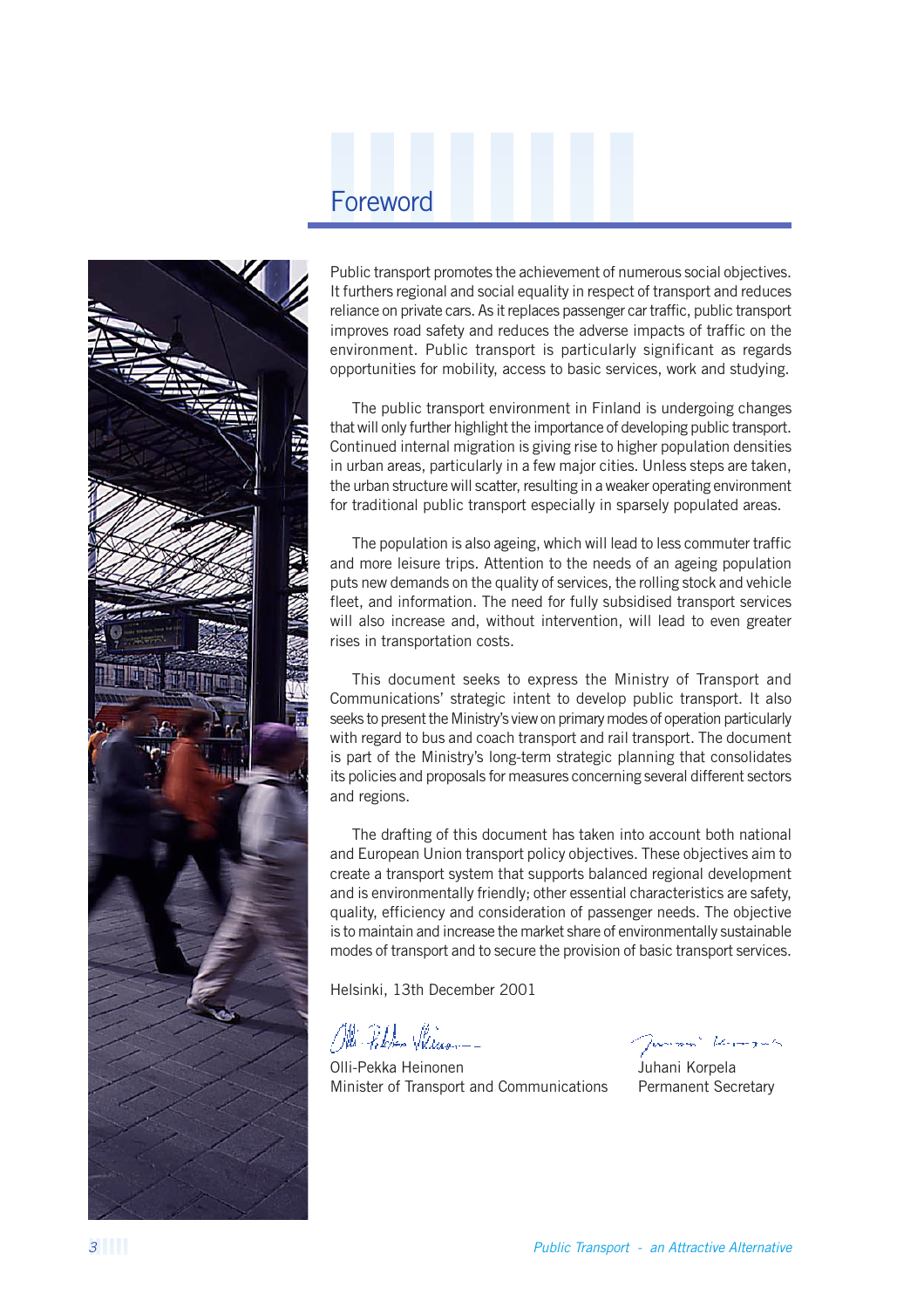# Foreword

Public transport promotes the achievement of numerous social objectives. It furthers regional and social equality in respect of transport and reduces reliance on private cars. As it replaces passenger car traffic, public transport improves road safety and reduces the adverse impacts of traffic on the environment. Public transport is particularly significant as regards opportunities for mobility, access to basic services, work and studying.

The public transport environment in Finland is undergoing changes that will only further highlight the importance of developing public transport. Continued internal migration is giving rise to higher population densities in urban areas, particularly in a few major cities. Unless steps are taken, the urban structure will scatter, resulting in a weaker operating environment for traditional public transport especially in sparsely populated areas.

The population is also ageing, which will lead to less commuter traffic and more leisure trips. Attention to the needs of an ageing population puts new demands on the quality of services, the rolling stock and vehicle fleet, and information. The need for fully subsidised transport services will also increase and, without intervention, will lead to even greater rises in transportation costs.

This document seeks to express the Ministry of Transport and Communications' strategic intent to develop public transport. It also seeks to present the Ministry's view on primary modes of operation particularly with regard to bus and coach transport and rail transport. The document is part of the Ministry's long-term strategic planning that consolidates its policies and proposals for measures concerning several different sectors and regions.

The drafting of this document has taken into account both national and European Union transport policy objectives. These objectives aim to create a transport system that supports balanced regional development and is environmentally friendly; other essential characteristics are safety, quality, efficiency and consideration of passenger needs. The objective is to maintain and increase the market share of environmentally sustainable modes of transport and to secure the provision of basic transport services.

Helsinki, 13th December 2001

Olli-Pekka Heinonen
Minister of Transport and Communications

Juhani Korpela
Permanent Secretary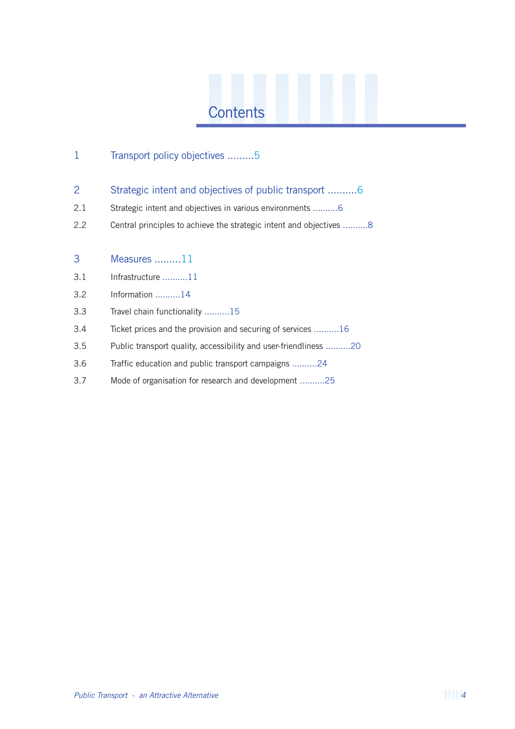# Contents

1 Transport policy objectives .........5

2 Strategic intent and objectives of public transport ..........6

2.1 Strategic intent and objectives in various environments ..........6

2.2 Central principles to achieve the strategic intent and objectives ..........8

3 Measures .........11

3.1 Infrastructure ..........11

3.2 Information ..........14

3.3 Travel chain functionality ..........15

3.4 Ticket prices and the provision and securing of services ..........16

3.5 Public transport quality, accessibility and user-friendliness ..........20

3.6 Traffic education and public transport campaigns ..........24

3.7 Mode of organisation for research and development ..........25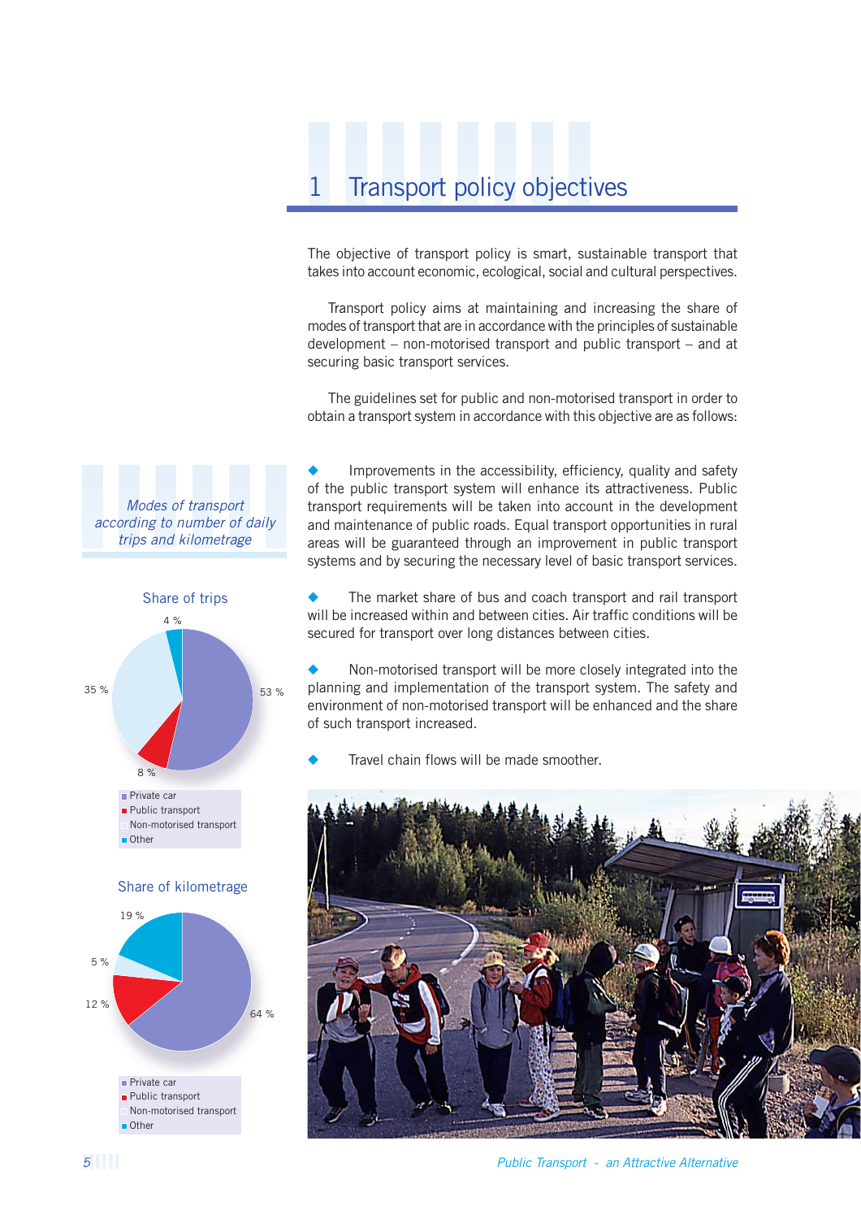# 1 Transport policy objectives

The objective of transport policy is smart, sustainable transport that takes into account economic, ecological, social and cultural perspectives.

Transport policy aims at maintaining and increasing the share of modes of transport that are in accordance with the principles of sustainable development – non-motorised transport and public transport – and at securing basic transport services.

The guidelines set for public and non-motorised transport in order to obtain a transport system in accordance with this objective are as follows:

- Improvements in the accessibility, efficiency, quality and safety of the public transport system will enhance its attractiveness. Public transport requirements will be taken into account in the development and maintenance of public roads. Equal transport opportunities in rural areas will be guaranteed through an improvement in public transport systems and by securing the necessary level of basic transport services.

- The market share of bus and coach transport and rail transport will be increased within and between cities. Air traffic conditions will be secured for transport over long distances between cities.

- Non-motorised transport will be more closely integrated into the planning and implementation of the transport system. The safety and environment of non-motorised transport will be enhanced and the share of such transport increased.

- Travel chain flows will be made smoother.

*Modes of transport according to number of daily trips and kilometrage*

**Share of trips**

| Mode | Share |
|---|---|
| Private car | 53 % |
| Public transport | 8 % |
| Non-motorised transport | 35 % |
| Other | 4 % |

**Share of kilometrage**

| Mode | Share |
|---|---|
| Private car | 64 % |
| Public transport | 12 % |
| Non-motorised transport | 5 % |
| Other | 19 % |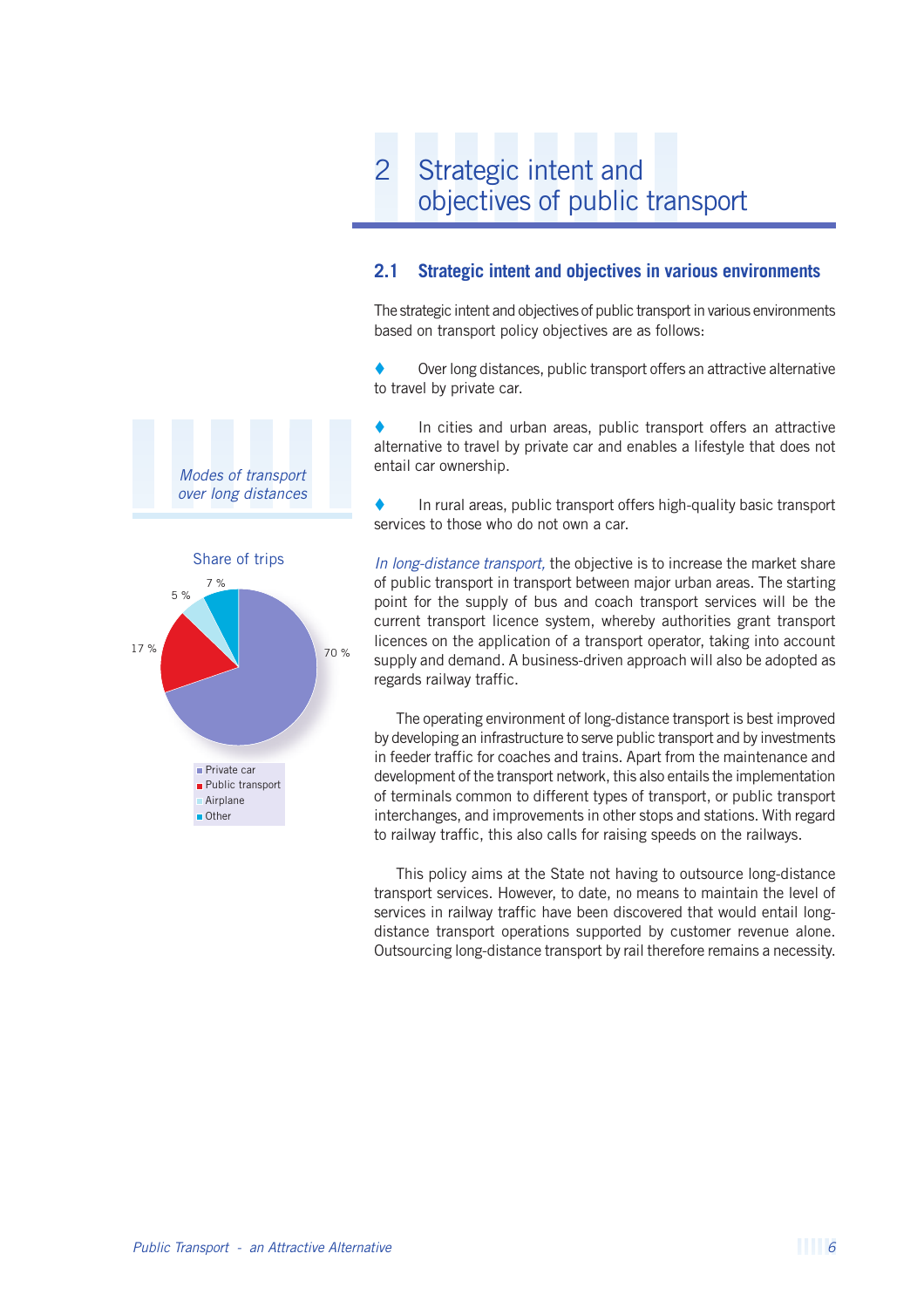# 2 Strategic intent and objectives of public transport

## 2.1 Strategic intent and objectives in various environments

The strategic intent and objectives of public transport in various environments based on transport policy objectives are as follows:

- Over long distances, public transport offers an attractive alternative to travel by private car.
- In cities and urban areas, public transport offers an attractive alternative to travel by private car and enables a lifestyle that does not entail car ownership.
- In rural areas, public transport offers high-quality basic transport services to those who do not own a car.

*Modes of transport over long distances*

Share of trips

| Mode | Share |
|---|---|
| Private car | 70 % |
| Public transport | 17 % |
| Airplane | 5 % |
| Other | 7 % |

*In long-distance transport,* the objective is to increase the market share of public transport in transport between major urban areas. The starting point for the supply of bus and coach transport services will be the current transport licence system, whereby authorities grant transport licences on the application of a transport operator, taking into account supply and demand. A business-driven approach will also be adopted as regards railway traffic.

The operating environment of long-distance transport is best improved by developing an infrastructure to serve public transport and by investments in feeder traffic for coaches and trains. Apart from the maintenance and development of the transport network, this also entails the implementation of terminals common to different types of transport, or public transport interchanges, and improvements in other stops and stations. With regard to railway traffic, this also calls for raising speeds on the railways.

This policy aims at the State not having to outsource long-distance transport services. However, to date, no means to maintain the level of services in railway traffic have been discovered that would entail long-distance transport operations supported by customer revenue alone. Outsourcing long-distance transport by rail therefore remains a necessity.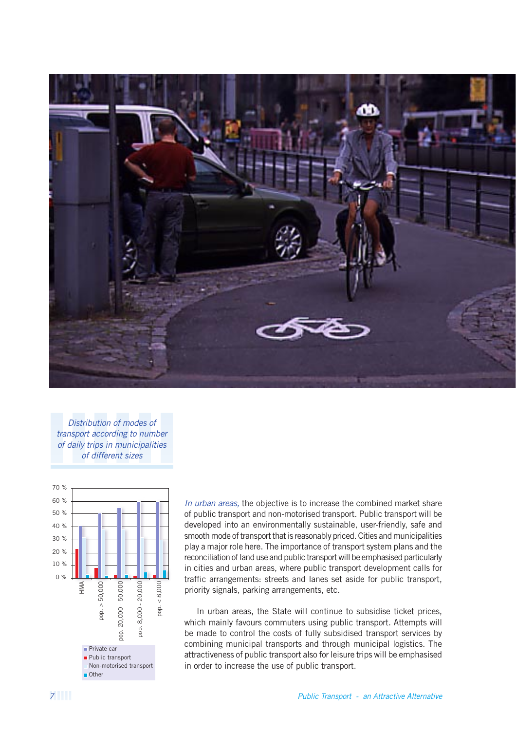*Distribution of modes of transport according to number of daily trips in municipalities of different sizes*

*In urban areas,* the objective is to increase the combined market share of public transport and non-motorised transport. Public transport will be developed into an environmentally sustainable, user-friendly, safe and smooth mode of transport that is reasonably priced. Cities and municipalities play a major role here. The importance of transport system plans and the reconciliation of land use and public transport will be emphasised particularly in cities and urban areas, where public transport development calls for traffic arrangements: streets and lanes set aside for public transport, priority signals, parking arrangements, etc.

In urban areas, the State will continue to subsidise ticket prices, which mainly favours commuters using public transport. Attempts will be made to control the costs of fully subsidised transport services by combining municipal transports and through municipal logistics. The attractiveness of public transport also for leisure trips will be emphasised in order to increase the use of public transport.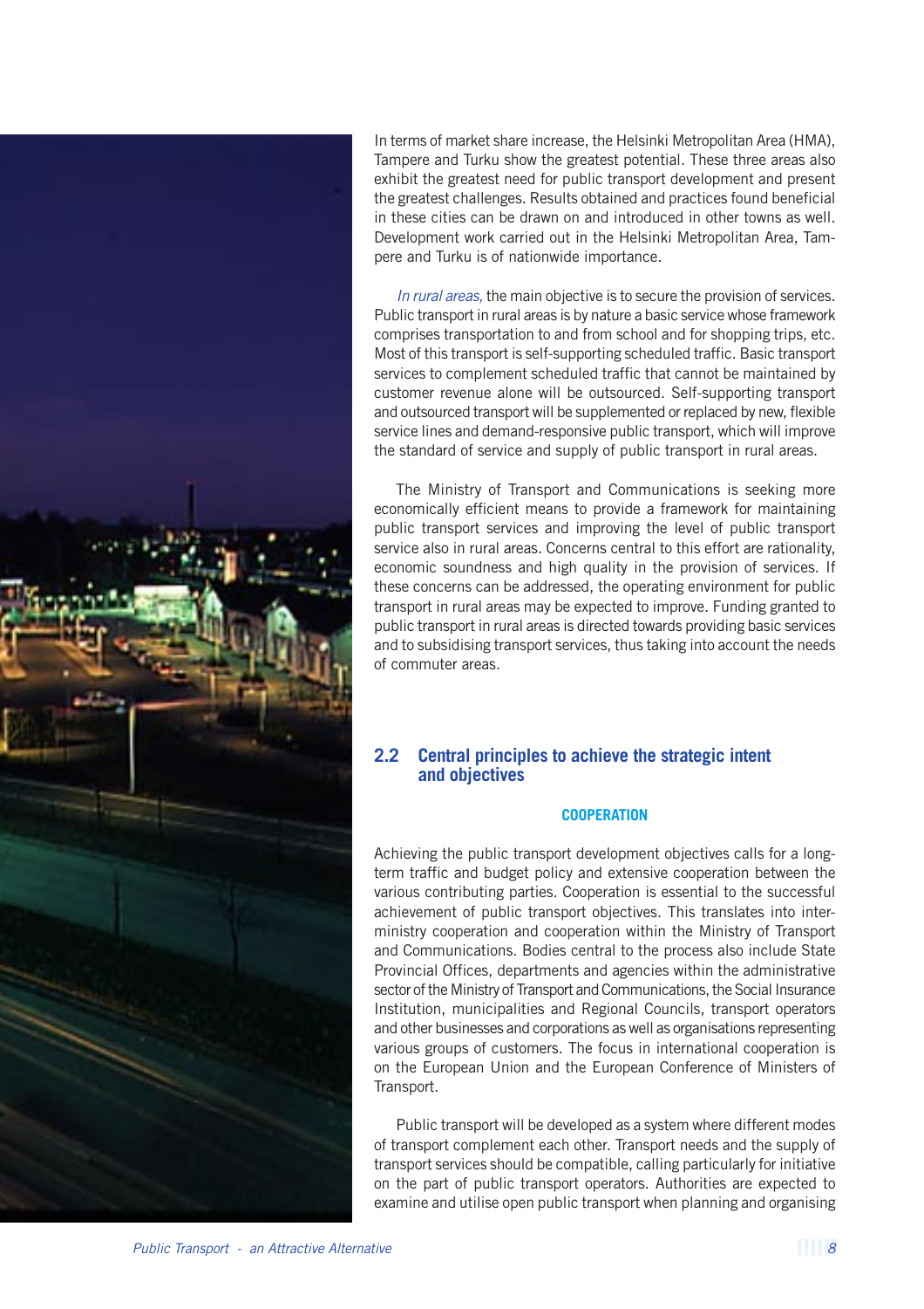In terms of market share increase, the Helsinki Metropolitan Area (HMA), Tampere and Turku show the greatest potential. These three areas also exhibit the greatest need for public transport development and present the greatest challenges. Results obtained and practices found beneficial in these cities can be drawn on and introduced in other towns as well. Development work carried out in the Helsinki Metropolitan Area, Tampere and Turku is of nationwide importance.

*In rural areas,* the main objective is to secure the provision of services. Public transport in rural areas is by nature a basic service whose framework comprises transportation to and from school and for shopping trips, etc. Most of this transport is self-supporting scheduled traffic. Basic transport services to complement scheduled traffic that cannot be maintained by customer revenue alone will be outsourced. Self-supporting transport and outsourced transport will be supplemented or replaced by new, flexible service lines and demand-responsive public transport, which will improve the standard of service and supply of public transport in rural areas.

The Ministry of Transport and Communications is seeking more economically efficient means to provide a framework for maintaining public transport services and improving the level of public transport service also in rural areas. Concerns central to this effort are rationality, economic soundness and high quality in the provision of services. If these concerns can be addressed, the operating environment for public transport in rural areas may be expected to improve. Funding granted to public transport in rural areas is directed towards providing basic services and to subsidising transport services, thus taking into account the needs of commuter areas.

## 2.2 Central principles to achieve the strategic intent and objectives

### COOPERATION

Achieving the public transport development objectives calls for a long-term traffic and budget policy and extensive cooperation between the various contributing parties. Cooperation is essential to the successful achievement of public transport objectives. This translates into inter-ministry cooperation and cooperation within the Ministry of Transport and Communications. Bodies central to the process also include State Provincial Offices, departments and agencies within the administrative sector of the Ministry of Transport and Communications, the Social Insurance Institution, municipalities and Regional Councils, transport operators and other businesses and corporations as well as organisations representing various groups of customers. The focus in international cooperation is on the European Union and the European Conference of Ministers of Transport.

Public transport will be developed as a system where different modes of transport complement each other. Transport needs and the supply of transport services should be compatible, calling particularly for initiative on the part of public transport operators. Authorities are expected to examine and utilise open public transport when planning and organising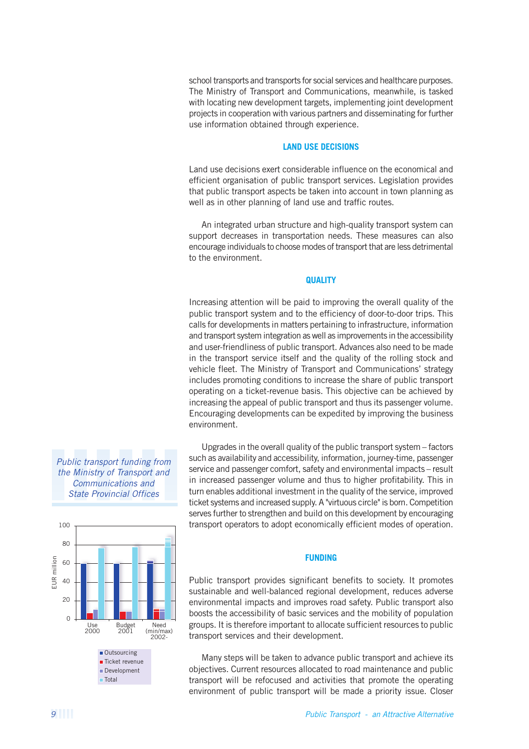school transports and transports for social services and healthcare purposes. The Ministry of Transport and Communications, meanwhile, is tasked with locating new development targets, implementing joint development projects in cooperation with various partners and disseminating for further use information obtained through experience.

## LAND USE DECISIONS

Land use decisions exert considerable influence on the economical and efficient organisation of public transport services. Legislation provides that public transport aspects be taken into account in town planning as well as in other planning of land use and traffic routes.

An integrated urban structure and high-quality transport system can support decreases in transportation needs. These measures can also encourage individuals to choose modes of transport that are less detrimental to the environment.

## QUALITY

Increasing attention will be paid to improving the overall quality of the public transport system and to the efficiency of door-to-door trips. This calls for developments in matters pertaining to infrastructure, information and transport system integration as well as improvements in the accessibility and user-friendliness of public transport. Advances also need to be made in the transport service itself and the quality of the rolling stock and vehicle fleet. The Ministry of Transport and Communications' strategy includes promoting conditions to increase the share of public transport operating on a ticket-revenue basis. This objective can be achieved by increasing the appeal of public transport and thus its passenger volume. Encouraging developments can be expedited by improving the business environment.

Upgrades in the overall quality of the public transport system – factors such as availability and accessibility, information, journey-time, passenger service and passenger comfort, safety and environmental impacts – result in increased passenger volume and thus to higher profitability. This in turn enables additional investment in the quality of the service, improved ticket systems and increased supply. A "virtuous circle" is born. Competition serves further to strengthen and build on this development by encouraging transport operators to adopt economically efficient modes of operation.

*Public transport funding from the Ministry of Transport and Communications and State Provincial Offices*

EUR million (0–100); categories: Use 2000, Budget 2001, Need (min/max) 2002-

Legend: Outsourcing, Ticket revenue, Development, Total

## FUNDING

Public transport provides significant benefits to society. It promotes sustainable and well-balanced regional development, reduces adverse environmental impacts and improves road safety. Public transport also boosts the accessibility of basic services and the mobility of population groups. It is therefore important to allocate sufficient resources to public transport services and their development.

Many steps will be taken to advance public transport and achieve its objectives. Current resources allocated to road maintenance and public transport will be refocused and activities that promote the operating environment of public transport will be made a priority issue. Closer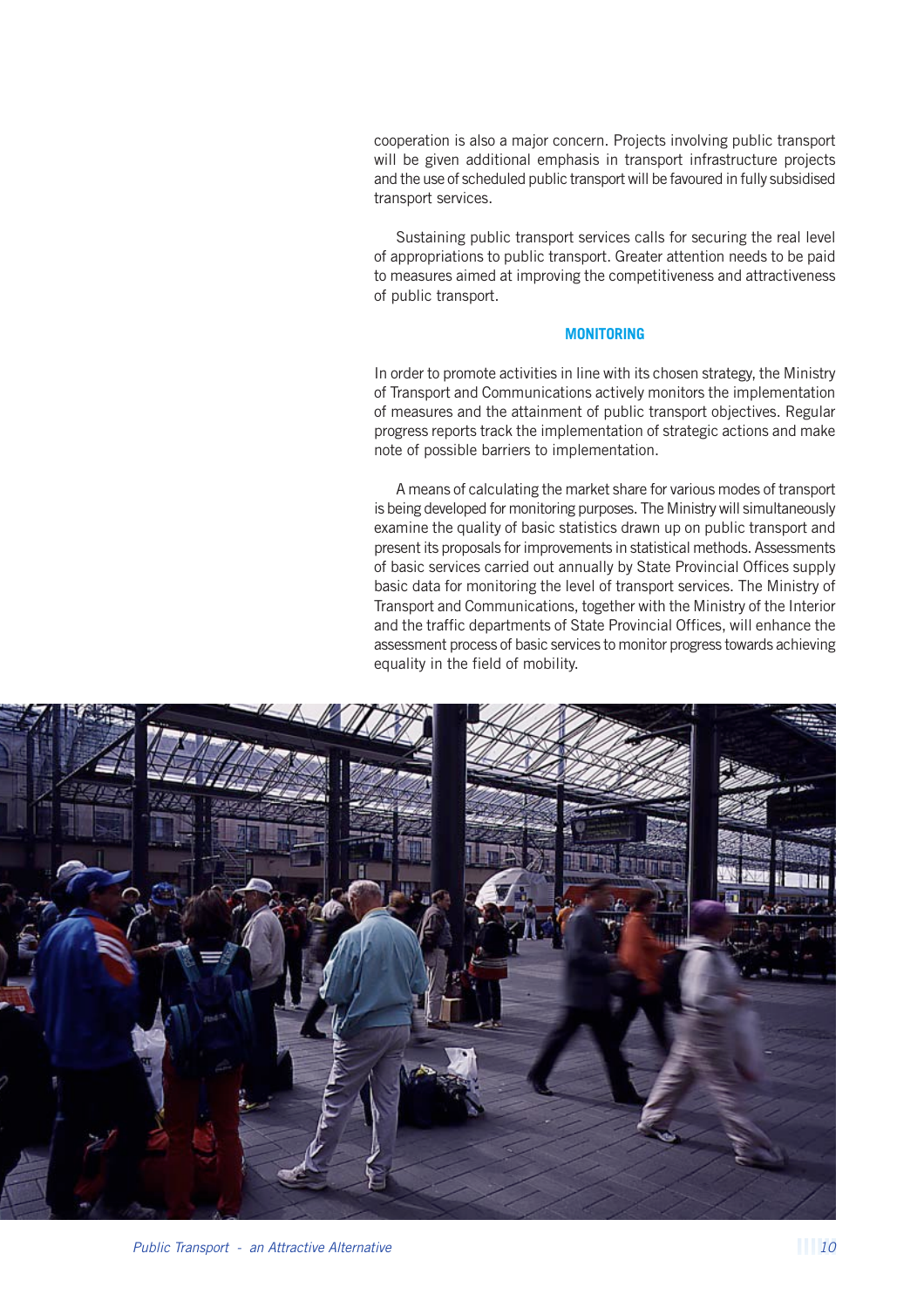cooperation is also a major concern. Projects involving public transport will be given additional emphasis in transport infrastructure projects and the use of scheduled public transport will be favoured in fully subsidised transport services.

Sustaining public transport services calls for securing the real level of appropriations to public transport. Greater attention needs to be paid to measures aimed at improving the competitiveness and attractiveness of public transport.

## MONITORING

In order to promote activities in line with its chosen strategy, the Ministry of Transport and Communications actively monitors the implementation of measures and the attainment of public transport objectives. Regular progress reports track the implementation of strategic actions and make note of possible barriers to implementation.

A means of calculating the market share for various modes of transport is being developed for monitoring purposes. The Ministry will simultaneously examine the quality of basic statistics drawn up on public transport and present its proposals for improvements in statistical methods. Assessments of basic services carried out annually by State Provincial Offices supply basic data for monitoring the level of transport services. The Ministry of Transport and Communications, together with the Ministry of the Interior and the traffic departments of State Provincial Offices, will enhance the assessment process of basic services to monitor progress towards achieving equality in the field of mobility.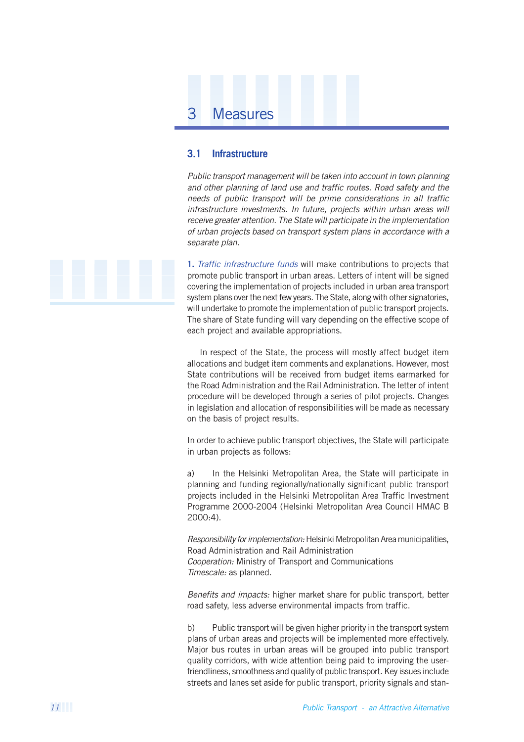# 3 Measures

## 3.1 Infrastructure

*Public transport management will be taken into account in town planning and other planning of land use and traffic routes. Road safety and the needs of public transport will be prime considerations in all traffic infrastructure investments. In future, projects within urban areas will receive greater attention. The State will participate in the implementation of urban projects based on transport system plans in accordance with a separate plan.*

**1.** *Traffic infrastructure funds* will make contributions to projects that promote public transport in urban areas. Letters of intent will be signed covering the implementation of projects included in urban area transport system plans over the next few years. The State, along with other signatories, will undertake to promote the implementation of public transport projects. The share of State funding will vary depending on the effective scope of each project and available appropriations.

In respect of the State, the process will mostly affect budget item allocations and budget item comments and explanations. However, most State contributions will be received from budget items earmarked for the Road Administration and the Rail Administration. The letter of intent procedure will be developed through a series of pilot projects. Changes in legislation and allocation of responsibilities will be made as necessary on the basis of project results.

In order to achieve public transport objectives, the State will participate in urban projects as follows:

a) In the Helsinki Metropolitan Area, the State will participate in planning and funding regionally/nationally significant public transport projects included in the Helsinki Metropolitan Area Traffic Investment Programme 2000-2004 (Helsinki Metropolitan Area Council HMAC B 2000:4).

*Responsibility for implementation:* Helsinki Metropolitan Area municipalities, Road Administration and Rail Administration
*Cooperation:* Ministry of Transport and Communications
*Timescale:* as planned.

*Benefits and impacts:* higher market share for public transport, better road safety, less adverse environmental impacts from traffic.

b) Public transport will be given higher priority in the transport system plans of urban areas and projects will be implemented more effectively. Major bus routes in urban areas will be grouped into public transport quality corridors, with wide attention being paid to improving the user-friendliness, smoothness and quality of public transport. Key issues include streets and lanes set aside for public transport, priority signals and stan-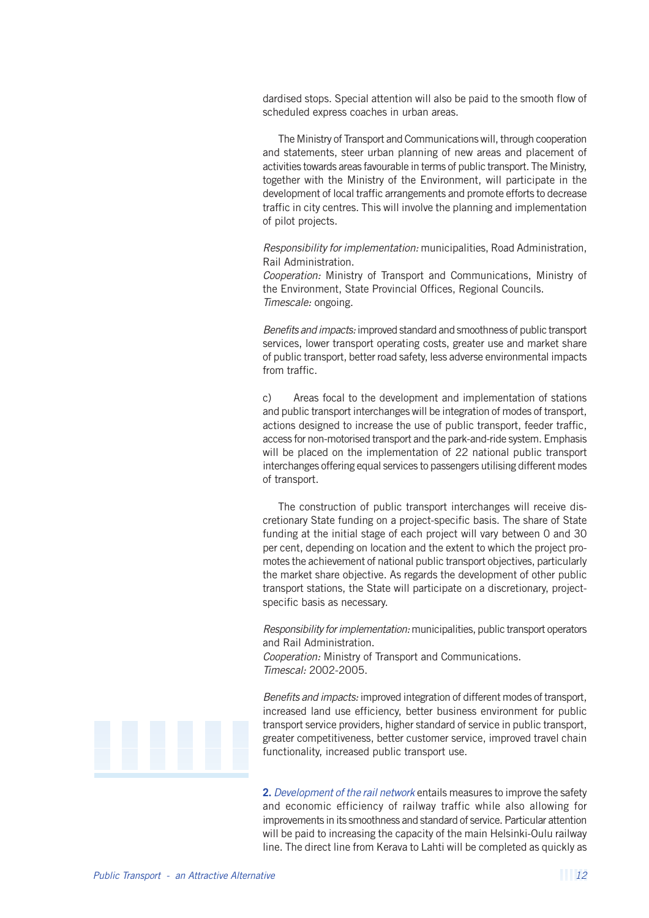dardised stops. Special attention will also be paid to the smooth flow of scheduled express coaches in urban areas.

The Ministry of Transport and Communications will, through cooperation and statements, steer urban planning of new areas and placement of activities towards areas favourable in terms of public transport. The Ministry, together with the Ministry of the Environment, will participate in the development of local traffic arrangements and promote efforts to decrease traffic in city centres. This will involve the planning and implementation of pilot projects.

*Responsibility for implementation:* municipalities, Road Administration, Rail Administration.
*Cooperation:* Ministry of Transport and Communications, Ministry of the Environment, State Provincial Offices, Regional Councils.
*Timescale:* ongoing.

*Benefits and impacts:* improved standard and smoothness of public transport services, lower transport operating costs, greater use and market share of public transport, better road safety, less adverse environmental impacts from traffic.

c) Areas focal to the development and implementation of stations and public transport interchanges will be integration of modes of transport, actions designed to increase the use of public transport, feeder traffic, access for non-motorised transport and the park-and-ride system. Emphasis will be placed on the implementation of 22 national public transport interchanges offering equal services to passengers utilising different modes of transport.

The construction of public transport interchanges will receive discretionary State funding on a project-specific basis. The share of State funding at the initial stage of each project will vary between 0 and 30 per cent, depending on location and the extent to which the project promotes the achievement of national public transport objectives, particularly the market share objective. As regards the development of other public transport stations, the State will participate on a discretionary, project-specific basis as necessary.

*Responsibility for implementation:* municipalities, public transport operators and Rail Administration.
*Cooperation:* Ministry of Transport and Communications.
*Timescal:* 2002-2005.

*Benefits and impacts:* improved integration of different modes of transport, increased land use efficiency, better business environment for public transport service providers, higher standard of service in public transport, greater competitiveness, better customer service, improved travel chain functionality, increased public transport use.

**2.** *Development of the rail network* entails measures to improve the safety and economic efficiency of railway traffic while also allowing for improvements in its smoothness and standard of service. Particular attention will be paid to increasing the capacity of the main Helsinki-Oulu railway line. The direct line from Kerava to Lahti will be completed as quickly as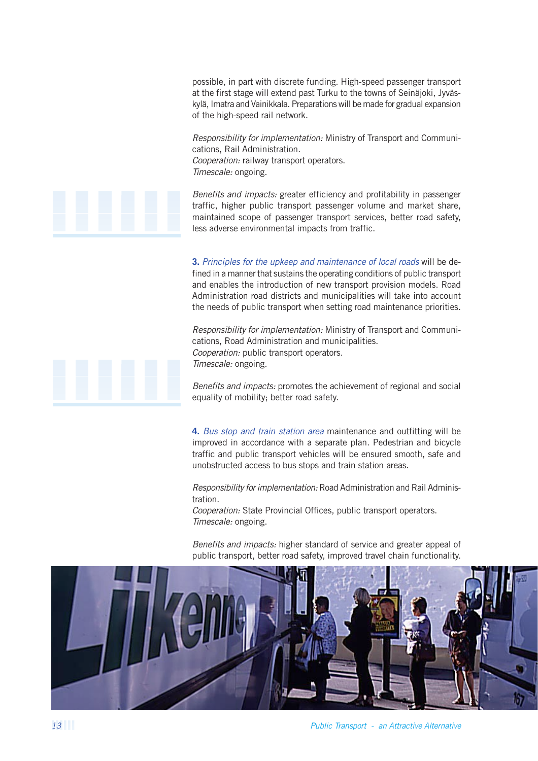possible, in part with discrete funding. High-speed passenger transport at the first stage will extend past Turku to the towns of Seinäjoki, Jyväskylä, Imatra and Vainikkala. Preparations will be made for gradual expansion of the high-speed rail network.

*Responsibility for implementation:* Ministry of Transport and Communications, Rail Administration.
*Cooperation:* railway transport operators.
*Timescale:* ongoing.

*Benefits and impacts:* greater efficiency and profitability in passenger traffic, higher public transport passenger volume and market share, maintained scope of passenger transport services, better road safety, less adverse environmental impacts from traffic.

**3.** *Principles for the upkeep and maintenance of local roads* will be defined in a manner that sustains the operating conditions of public transport and enables the introduction of new transport provision models. Road Administration road districts and municipalities will take into account the needs of public transport when setting road maintenance priorities.

*Responsibility for implementation:* Ministry of Transport and Communications, Road Administration and municipalities.
*Cooperation:* public transport operators.
*Timescale:* ongoing.

*Benefits and impacts:* promotes the achievement of regional and social equality of mobility; better road safety.

**4.** *Bus stop and train station area* maintenance and outfitting will be improved in accordance with a separate plan. Pedestrian and bicycle traffic and public transport vehicles will be ensured smooth, safe and unobstructed access to bus stops and train station areas.

*Responsibility for implementation:* Road Administration and Rail Administration.
*Cooperation:* State Provincial Offices, public transport operators.
*Timescale:* ongoing.

*Benefits and impacts:* higher standard of service and greater appeal of public transport, better road safety, improved travel chain functionality.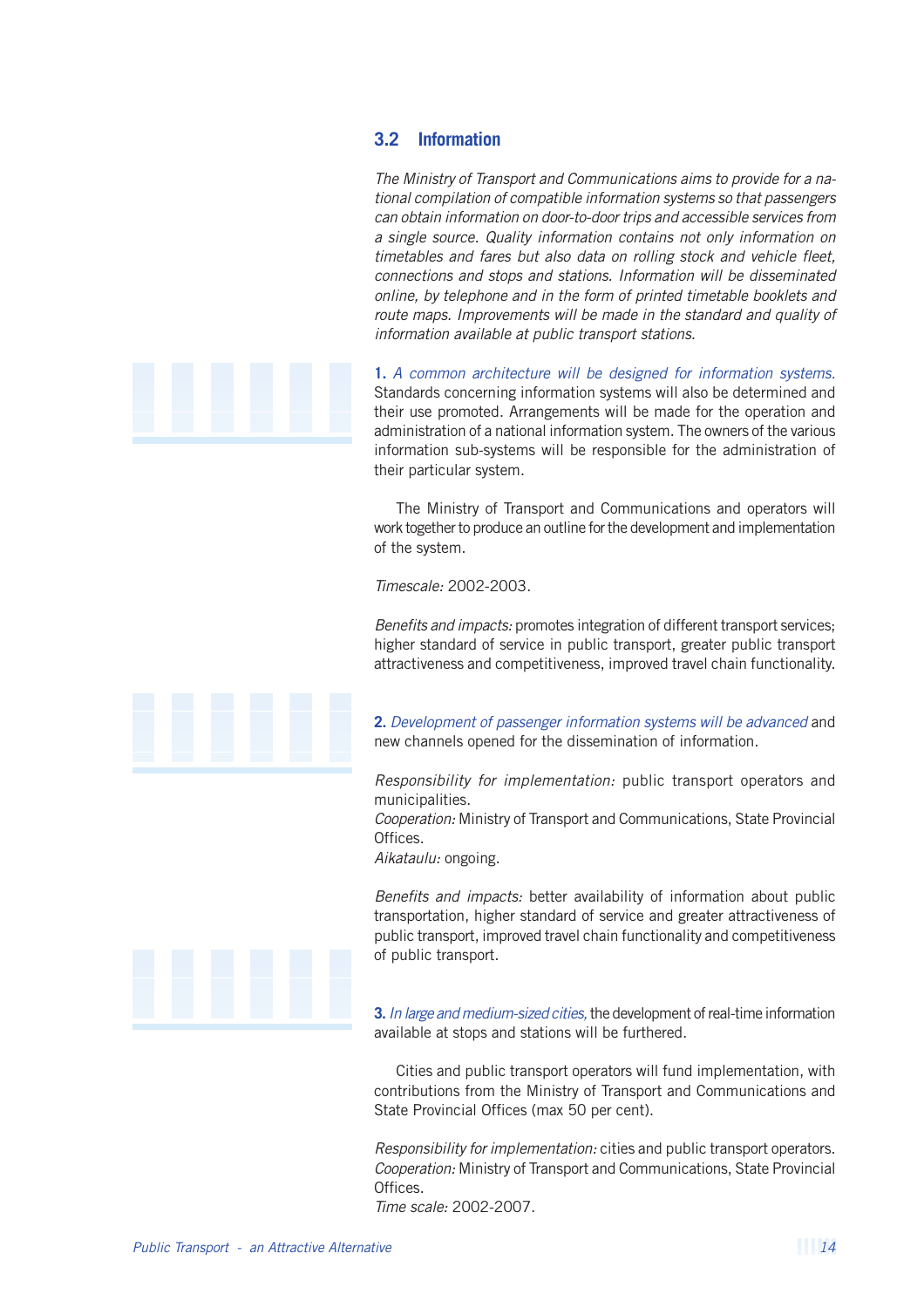## 3.2 Information

*The Ministry of Transport and Communications aims to provide for a national compilation of compatible information systems so that passengers can obtain information on door-to-door trips and accessible services from a single source. Quality information contains not only information on timetables and fares but also data on rolling stock and vehicle fleet, connections and stops and stations. Information will be disseminated online, by telephone and in the form of printed timetable booklets and route maps. Improvements will be made in the standard and quality of information available at public transport stations.*

**1.** *A common architecture will be designed for information systems.* Standards concerning information systems will also be determined and their use promoted. Arrangements will be made for the operation and administration of a national information system. The owners of the various information sub-systems will be responsible for the administration of their particular system.

The Ministry of Transport and Communications and operators will work together to produce an outline for the development and implementation of the system.

*Timescale:* 2002-2003.

*Benefits and impacts:* promotes integration of different transport services; higher standard of service in public transport, greater public transport attractiveness and competitiveness, improved travel chain functionality.

**2.** *Development of passenger information systems will be advanced* and new channels opened for the dissemination of information.

*Responsibility for implementation:* public transport operators and municipalities.
*Cooperation:* Ministry of Transport and Communications, State Provincial Offices.
*Aikataulu:* ongoing.

*Benefits and impacts:* better availability of information about public transportation, higher standard of service and greater attractiveness of public transport, improved travel chain functionality and competitiveness of public transport.

**3.** *In large and medium-sized cities,* the development of real-time information available at stops and stations will be furthered.

Cities and public transport operators will fund implementation, with contributions from the Ministry of Transport and Communications and State Provincial Offices (max 50 per cent).

*Responsibility for implementation:* cities and public transport operators.
*Cooperation:* Ministry of Transport and Communications, State Provincial Offices.
*Time scale:* 2002-2007.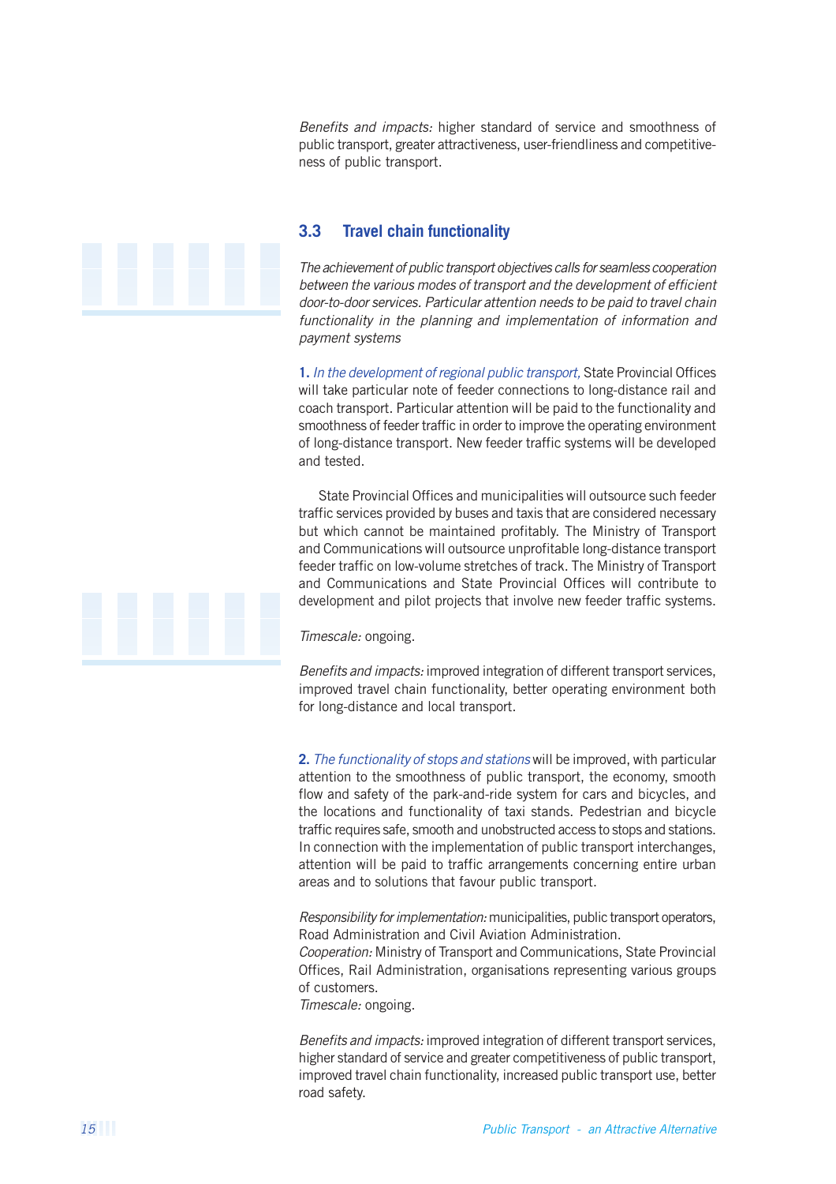*Benefits and impacts:* higher standard of service and smoothness of public transport, greater attractiveness, user-friendliness and competitiveness of public transport.

## 3.3 Travel chain functionality

*The achievement of public transport objectives calls for seamless cooperation between the various modes of transport and the development of efficient door-to-door services. Particular attention needs to be paid to travel chain functionality in the planning and implementation of information and payment systems*

**1.** *In the development of regional public transport,* State Provincial Offices will take particular note of feeder connections to long-distance rail and coach transport. Particular attention will be paid to the functionality and smoothness of feeder traffic in order to improve the operating environment of long-distance transport. New feeder traffic systems will be developed and tested.

State Provincial Offices and municipalities will outsource such feeder traffic services provided by buses and taxis that are considered necessary but which cannot be maintained profitably. The Ministry of Transport and Communications will outsource unprofitable long-distance transport feeder traffic on low-volume stretches of track. The Ministry of Transport and Communications and State Provincial Offices will contribute to development and pilot projects that involve new feeder traffic systems.

*Timescale:* ongoing.

*Benefits and impacts:* improved integration of different transport services, improved travel chain functionality, better operating environment both for long-distance and local transport.

**2.** *The functionality of stops and stations* will be improved, with particular attention to the smoothness of public transport, the economy, smooth flow and safety of the park-and-ride system for cars and bicycles, and the locations and functionality of taxi stands. Pedestrian and bicycle traffic requires safe, smooth and unobstructed access to stops and stations. In connection with the implementation of public transport interchanges, attention will be paid to traffic arrangements concerning entire urban areas and to solutions that favour public transport.

*Responsibility for implementation:* municipalities, public transport operators, Road Administration and Civil Aviation Administration.
*Cooperation:* Ministry of Transport and Communications, State Provincial Offices, Rail Administration, organisations representing various groups of customers.
*Timescale:* ongoing.

*Benefits and impacts:* improved integration of different transport services, higher standard of service and greater competitiveness of public transport, improved travel chain functionality, increased public transport use, better road safety.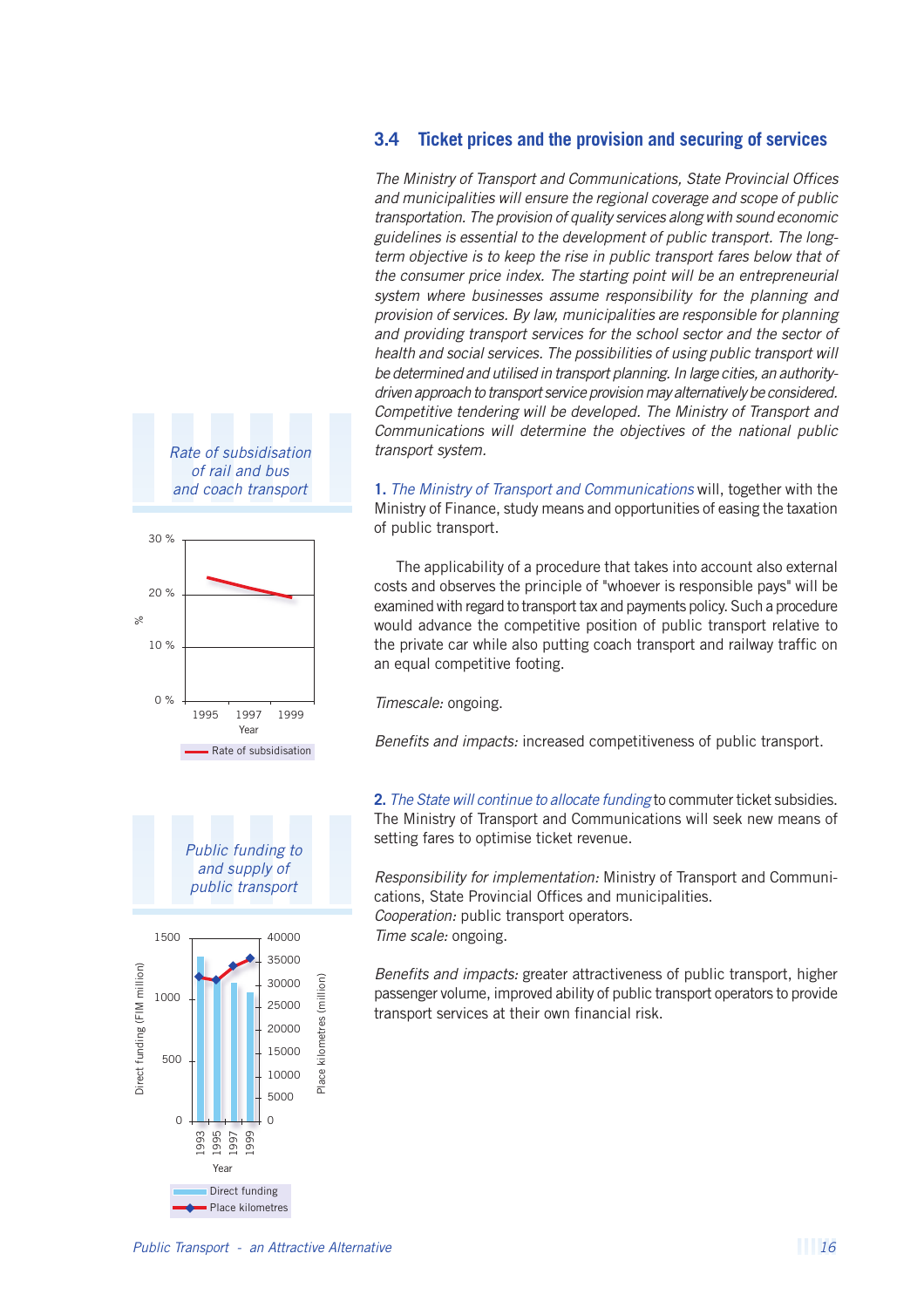## 3.4 Ticket prices and the provision and securing of services

*The Ministry of Transport and Communications, State Provincial Offices and municipalities will ensure the regional coverage and scope of public transportation. The provision of quality services along with sound economic guidelines is essential to the development of public transport. The long-term objective is to keep the rise in public transport fares below that of the consumer price index. The starting point will be an entrepreneurial system where businesses assume responsibility for the planning and provision of services. By law, municipalities are responsible for planning and providing transport services for the school sector and the sector of health and social services. The possibilities of using public transport will be determined and utilised in transport planning. In large cities, an authority-driven approach to transport service provision may alternatively be considered. Competitive tendering will be developed. The Ministry of Transport and Communications will determine the objectives of the national public transport system.*

**1.** *The Ministry of Transport and Communications* will, together with the Ministry of Finance, study means and opportunities of easing the taxation of public transport.

The applicability of a procedure that takes into account also external costs and observes the principle of "whoever is responsible pays" will be examined with regard to transport tax and payments policy. Such a procedure would advance the competitive position of public transport relative to the private car while also putting coach transport and railway traffic on an equal competitive footing.

*Timescale:* ongoing.

*Benefits and impacts:* increased competitiveness of public transport.

**2.** *The State will continue to allocate funding* to commuter ticket subsidies. The Ministry of Transport and Communications will seek new means of setting fares to optimise ticket revenue.

*Responsibility for implementation:* Ministry of Transport and Communications, State Provincial Offices and municipalities.
*Cooperation:* public transport operators.
*Time scale:* ongoing.

*Benefits and impacts:* greater attractiveness of public transport, higher passenger volume, improved ability of public transport operators to provide transport services at their own financial risk.

*Rate of subsidisation of rail and bus and coach transport*

*Public funding to and supply of public transport*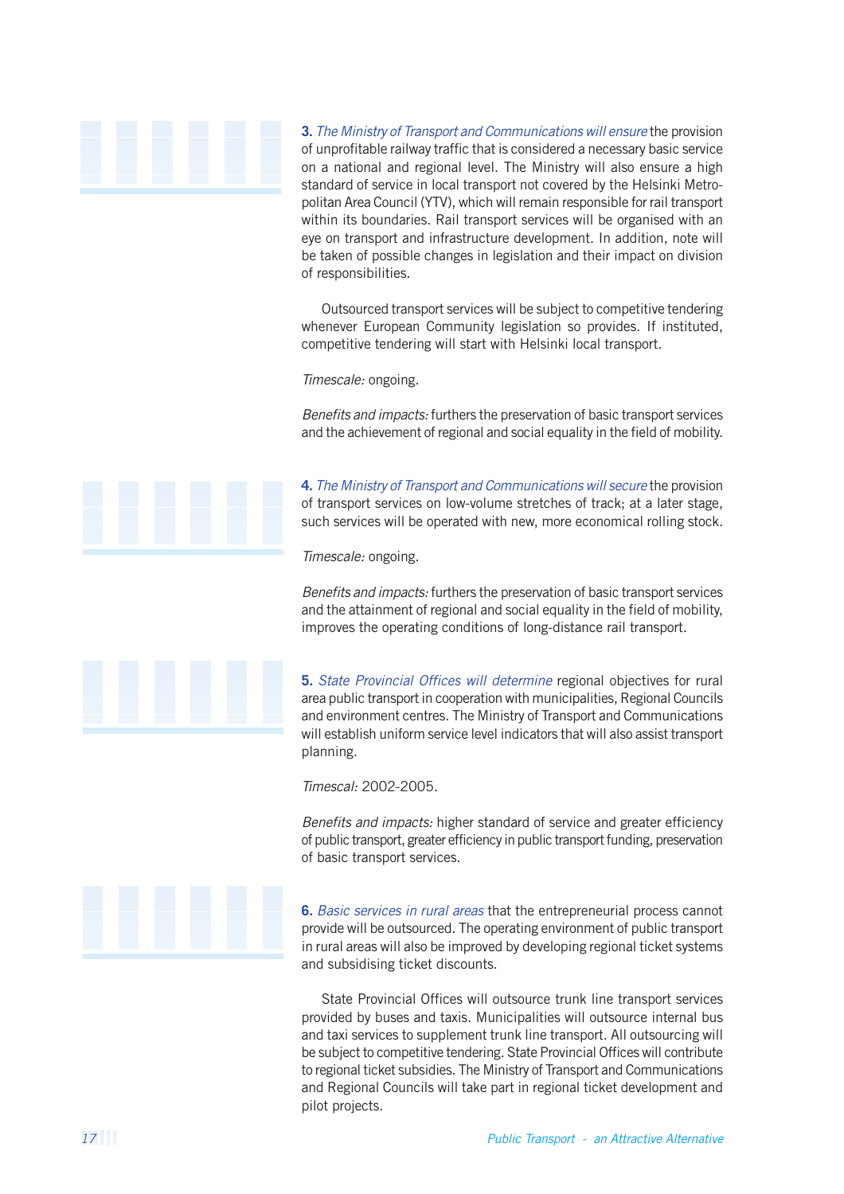**3.** *The Ministry of Transport and Communications will ensure* the provision of unprofitable railway traffic that is considered a necessary basic service on a national and regional level. The Ministry will also ensure a high standard of service in local transport not covered by the Helsinki Metropolitan Area Council (YTV), which will remain responsible for rail transport within its boundaries. Rail transport services will be organised with an eye on transport and infrastructure development. In addition, note will be taken of possible changes in legislation and their impact on division of responsibilities.

Outsourced transport services will be subject to competitive tendering whenever European Community legislation so provides. If instituted, competitive tendering will start with Helsinki local transport.

*Timescale:* ongoing.

*Benefits and impacts:* furthers the preservation of basic transport services and the achievement of regional and social equality in the field of mobility.

**4.** *The Ministry of Transport and Communications will secure* the provision of transport services on low-volume stretches of track; at a later stage, such services will be operated with new, more economical rolling stock.

*Timescale:* ongoing.

*Benefits and impacts:* furthers the preservation of basic transport services and the attainment of regional and social equality in the field of mobility, improves the operating conditions of long-distance rail transport.

**5.** *State Provincial Offices will determine* regional objectives for rural area public transport in cooperation with municipalities, Regional Councils and environment centres. The Ministry of Transport and Communications will establish uniform service level indicators that will also assist transport planning.

*Timescal:* 2002-2005.

*Benefits and impacts:* higher standard of service and greater efficiency of public transport, greater efficiency in public transport funding, preservation of basic transport services.

**6.** *Basic services in rural areas* that the entrepreneurial process cannot provide will be outsourced. The operating environment of public transport in rural areas will also be improved by developing regional ticket systems and subsidising ticket discounts.

State Provincial Offices will outsource trunk line transport services provided by buses and taxis. Municipalities will outsource internal bus and taxi services to supplement trunk line transport. All outsourcing will be subject to competitive tendering. State Provincial Offices will contribute to regional ticket subsidies. The Ministry of Transport and Communications and Regional Councils will take part in regional ticket development and pilot projects.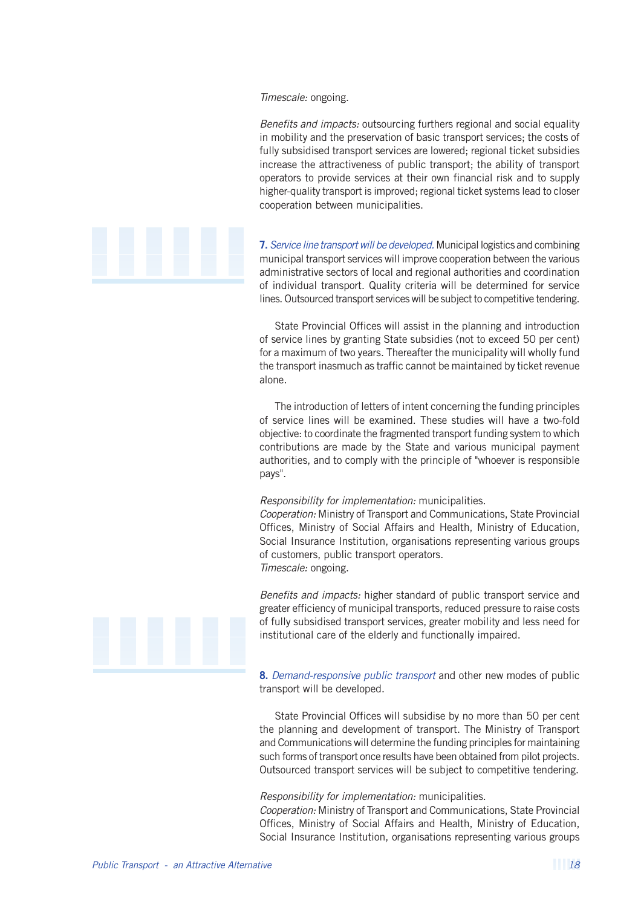*Timescale:* ongoing.

*Benefits and impacts:* outsourcing furthers regional and social equality in mobility and the preservation of basic transport services; the costs of fully subsidised transport services are lowered; regional ticket subsidies increase the attractiveness of public transport; the ability of transport operators to provide services at their own financial risk and to supply higher-quality transport is improved; regional ticket systems lead to closer cooperation between municipalities.

**7.** *Service line transport will be developed.* Municipal logistics and combining municipal transport services will improve cooperation between the various administrative sectors of local and regional authorities and coordination of individual transport. Quality criteria will be determined for service lines. Outsourced transport services will be subject to competitive tendering.

State Provincial Offices will assist in the planning and introduction of service lines by granting State subsidies (not to exceed 50 per cent) for a maximum of two years. Thereafter the municipality will wholly fund the transport inasmuch as traffic cannot be maintained by ticket revenue alone.

The introduction of letters of intent concerning the funding principles of service lines will be examined. These studies will have a two-fold objective: to coordinate the fragmented transport funding system to which contributions are made by the State and various municipal payment authorities, and to comply with the principle of "whoever is responsible pays".

*Responsibility for implementation:* municipalities.
*Cooperation:* Ministry of Transport and Communications, State Provincial Offices, Ministry of Social Affairs and Health, Ministry of Education, Social Insurance Institution, organisations representing various groups of customers, public transport operators.
*Timescale:* ongoing.

*Benefits and impacts:* higher standard of public transport service and greater efficiency of municipal transports, reduced pressure to raise costs of fully subsidised transport services, greater mobility and less need for institutional care of the elderly and functionally impaired.

**8.** *Demand-responsive public transport* and other new modes of public transport will be developed.

State Provincial Offices will subsidise by no more than 50 per cent the planning and development of transport. The Ministry of Transport and Communications will determine the funding principles for maintaining such forms of transport once results have been obtained from pilot projects. Outsourced transport services will be subject to competitive tendering.

*Responsibility for implementation:* municipalities.
*Cooperation:* Ministry of Transport and Communications, State Provincial Offices, Ministry of Social Affairs and Health, Ministry of Education, Social Insurance Institution, organisations representing various groups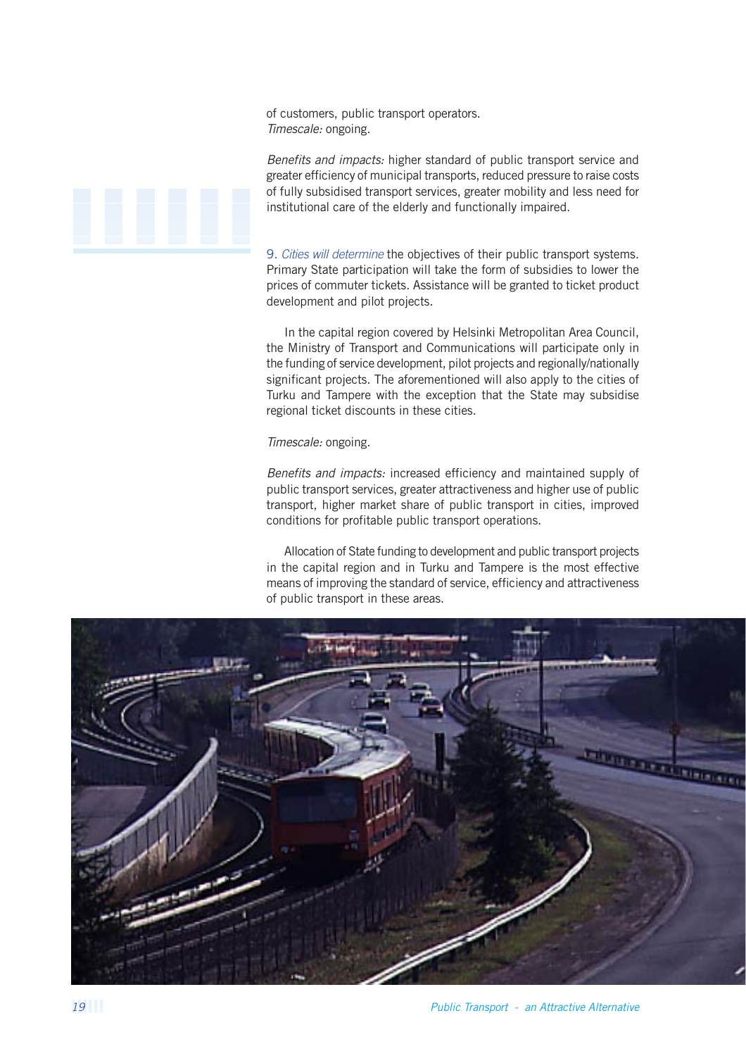of customers, public transport operators.
*Timescale:* ongoing.

*Benefits and impacts:* higher standard of public transport service and greater efficiency of municipal transports, reduced pressure to raise costs of fully subsidised transport services, greater mobility and less need for institutional care of the elderly and functionally impaired.

9. *Cities will determine* the objectives of their public transport systems. Primary State participation will take the form of subsidies to lower the prices of commuter tickets. Assistance will be granted to ticket product development and pilot projects.

In the capital region covered by Helsinki Metropolitan Area Council, the Ministry of Transport and Communications will participate only in the funding of service development, pilot projects and regionally/nationally significant projects. The aforementioned will also apply to the cities of Turku and Tampere with the exception that the State may subsidise regional ticket discounts in these cities.

*Timescale:* ongoing.

*Benefits and impacts:* increased efficiency and maintained supply of public transport services, greater attractiveness and higher use of public transport, higher market share of public transport in cities, improved conditions for profitable public transport operations.

Allocation of State funding to development and public transport projects in the capital region and in Turku and Tampere is the most effective means of improving the standard of service, efficiency and attractiveness of public transport in these areas.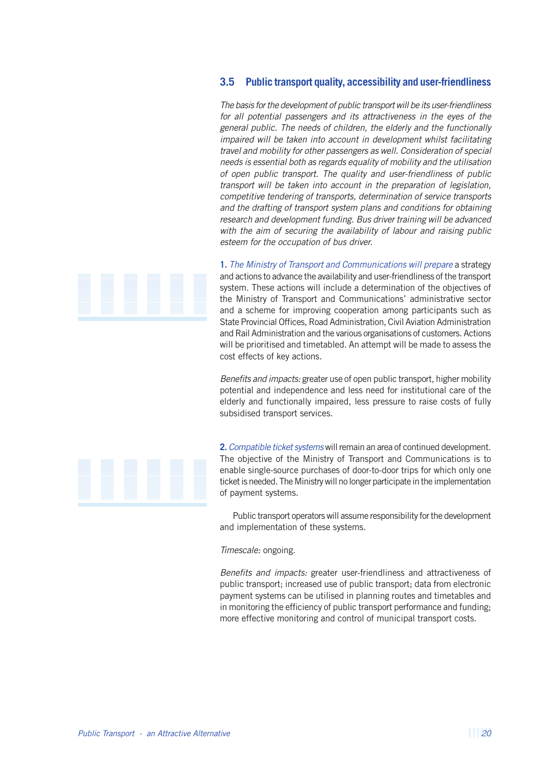## 3.5 Public transport quality, accessibility and user-friendliness

*The basis for the development of public transport will be its user-friendliness for all potential passengers and its attractiveness in the eyes of the general public. The needs of children, the elderly and the functionally impaired will be taken into account in development whilst facilitating travel and mobility for other passengers as well. Consideration of special needs is essential both as regards equality of mobility and the utilisation of open public transport. The quality and user-friendliness of public transport will be taken into account in the preparation of legislation, competitive tendering of transports, determination of service transports and the drafting of transport system plans and conditions for obtaining research and development funding. Bus driver training will be advanced with the aim of securing the availability of labour and raising public esteem for the occupation of bus driver.*

**1.** *The Ministry of Transport and Communications will prepare* a strategy and actions to advance the availability and user-friendliness of the transport system. These actions will include a determination of the objectives of the Ministry of Transport and Communications' administrative sector and a scheme for improving cooperation among participants such as State Provincial Offices, Road Administration, Civil Aviation Administration and Rail Administration and the various organisations of customers. Actions will be prioritised and timetabled. An attempt will be made to assess the cost effects of key actions.

*Benefits and impacts:* greater use of open public transport, higher mobility potential and independence and less need for institutional care of the elderly and functionally impaired, less pressure to raise costs of fully subsidised transport services.

**2.** *Compatible ticket systems* will remain an area of continued development. The objective of the Ministry of Transport and Communications is to enable single-source purchases of door-to-door trips for which only one ticket is needed. The Ministry will no longer participate in the implementation of payment systems.

Public transport operators will assume responsibility for the development and implementation of these systems.

*Timescale:* ongoing.

*Benefits and impacts:* greater user-friendliness and attractiveness of public transport; increased use of public transport; data from electronic payment systems can be utilised in planning routes and timetables and in monitoring the efficiency of public transport performance and funding; more effective monitoring and control of municipal transport costs.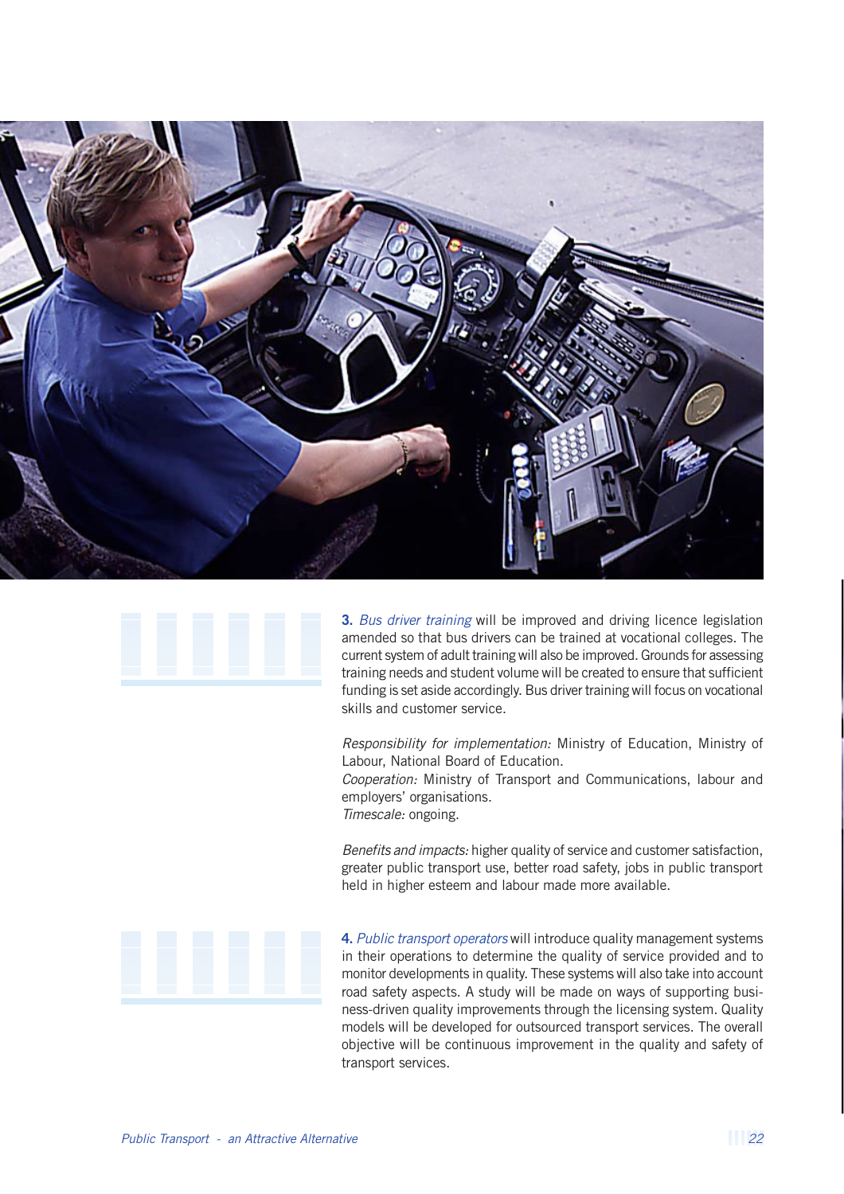**3.** *Bus driver training* will be improved and driving licence legislation amended so that bus drivers can be trained at vocational colleges. The current system of adult training will also be improved. Grounds for assessing training needs and student volume will be created to ensure that sufficient funding is set aside accordingly. Bus driver training will focus on vocational skills and customer service.

*Responsibility for implementation:* Ministry of Education, Ministry of Labour, National Board of Education.
*Cooperation:* Ministry of Transport and Communications, labour and employers' organisations.
*Timescale:* ongoing.

*Benefits and impacts:* higher quality of service and customer satisfaction, greater public transport use, better road safety, jobs in public transport held in higher esteem and labour made more available.

**4.** *Public transport operators* will introduce quality management systems in their operations to determine the quality of service provided and to monitor developments in quality. These systems will also take into account road safety aspects. A study will be made on ways of supporting business-driven quality improvements through the licensing system. Quality models will be developed for outsourced transport services. The overall objective will be continuous improvement in the quality and safety of transport services.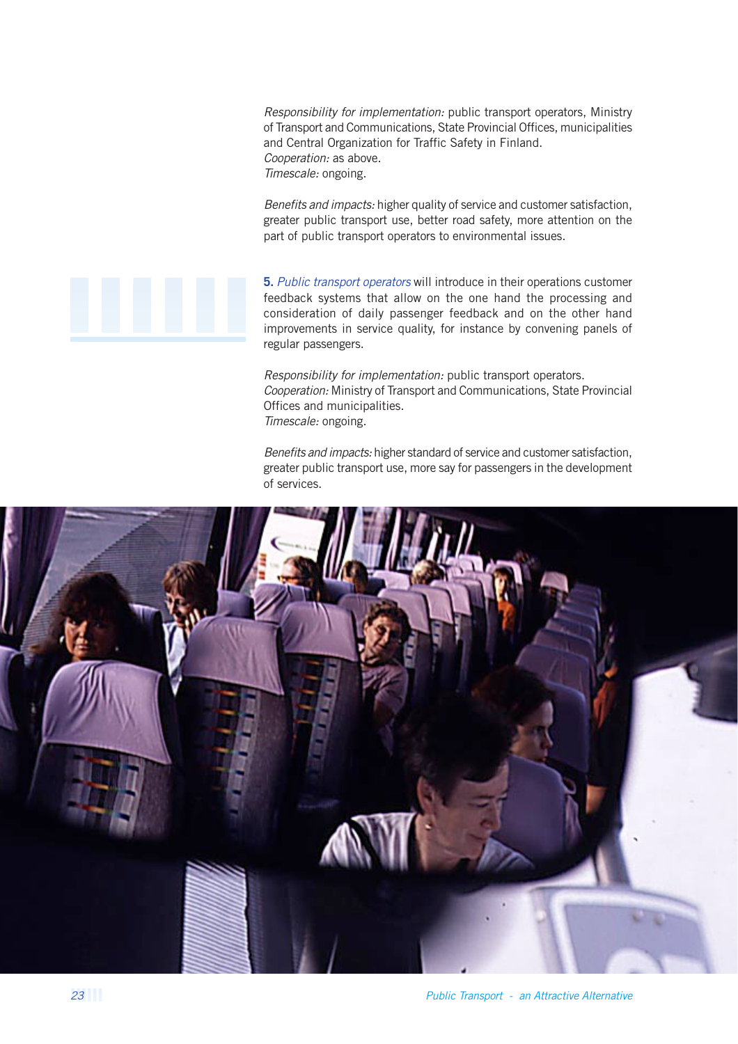*Responsibility for implementation:* public transport operators, Ministry of Transport and Communications, State Provincial Offices, municipalities and Central Organization for Traffic Safety in Finland.
*Cooperation:* as above.
*Timescale:* ongoing.

*Benefits and impacts:* higher quality of service and customer satisfaction, greater public transport use, better road safety, more attention on the part of public transport operators to environmental issues.

**5.** *Public transport operators* will introduce in their operations customer feedback systems that allow on the one hand the processing and consideration of daily passenger feedback and on the other hand improvements in service quality, for instance by convening panels of regular passengers.

*Responsibility for implementation:* public transport operators.
*Cooperation:* Ministry of Transport and Communications, State Provincial Offices and municipalities.
*Timescale:* ongoing.

*Benefits and impacts:* higher standard of service and customer satisfaction, greater public transport use, more say for passengers in the development of services.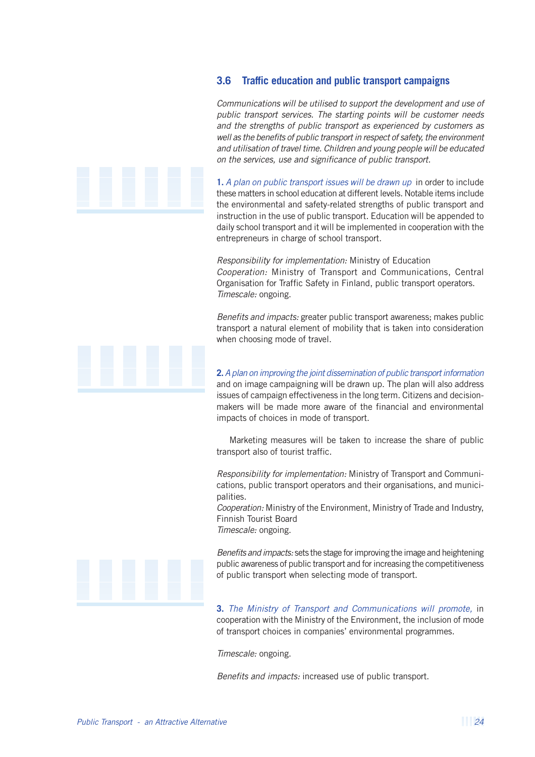### 3.6 Traffic education and public transport campaigns

*Communications will be utilised to support the development and use of public transport services. The starting points will be customer needs and the strengths of public transport as experienced by customers as well as the benefits of public transport in respect of safety, the environment and utilisation of travel time. Children and young people will be educated on the services, use and significance of public transport.*

**1.** *A plan on public transport issues will be drawn up* in order to include these matters in school education at different levels. Notable items include the environmental and safety-related strengths of public transport and instruction in the use of public transport. Education will be appended to daily school transport and it will be implemented in cooperation with the entrepreneurs in charge of school transport.

*Responsibility for implementation:* Ministry of Education
*Cooperation:* Ministry of Transport and Communications, Central Organisation for Traffic Safety in Finland, public transport operators.
*Timescale:* ongoing.

*Benefits and impacts:* greater public transport awareness; makes public transport a natural element of mobility that is taken into consideration when choosing mode of travel.

**2.** *A plan on improving the joint dissemination of public transport information* and on image campaigning will be drawn up. The plan will also address issues of campaign effectiveness in the long term. Citizens and decision-makers will be made more aware of the financial and environmental impacts of choices in mode of transport.

Marketing measures will be taken to increase the share of public transport also of tourist traffic.

*Responsibility for implementation:* Ministry of Transport and Communications, public transport operators and their organisations, and municipalities.
*Cooperation:* Ministry of the Environment, Ministry of Trade and Industry, Finnish Tourist Board
*Timescale:* ongoing.

*Benefits and impacts:* sets the stage for improving the image and heightening public awareness of public transport and for increasing the competitiveness of public transport when selecting mode of transport.

**3.** *The Ministry of Transport and Communications will promote,* in cooperation with the Ministry of the Environment, the inclusion of mode of transport choices in companies' environmental programmes.

*Timescale:* ongoing.

*Benefits and impacts:* increased use of public transport.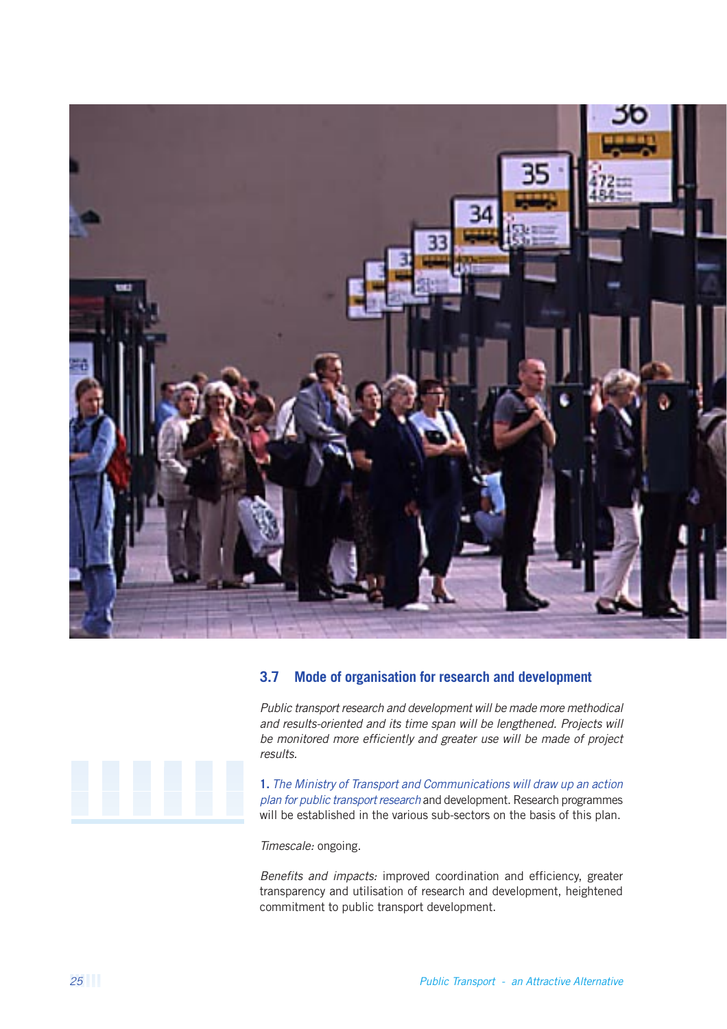## 3.7 Mode of organisation for research and development

*Public transport research and development will be made more methodical and results-oriented and its time span will be lengthened. Projects will be monitored more efficiently and greater use will be made of project results.*

1. *The Ministry of Transport and Communications will draw up an action plan for public transport research* and development. Research programmes will be established in the various sub-sectors on the basis of this plan.

*Timescale:* ongoing.

*Benefits and impacts:* improved coordination and efficiency, greater transparency and utilisation of research and development, heightened commitment to public transport development.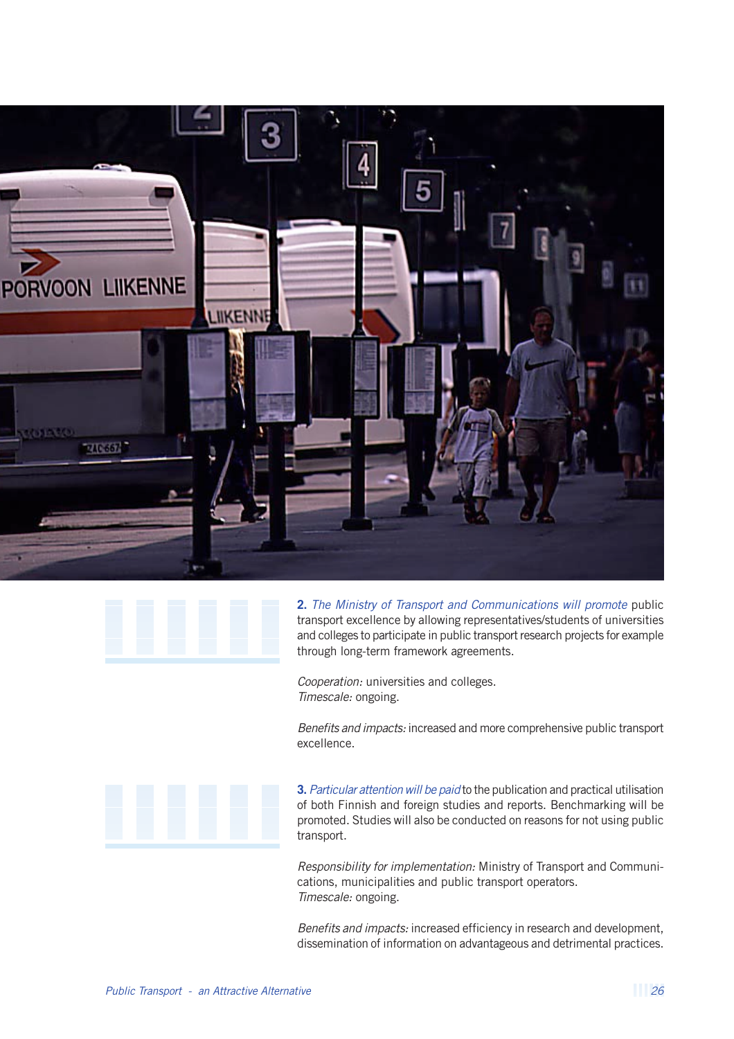**2.** *The Ministry of Transport and Communications will promote* public transport excellence by allowing representatives/students of universities and colleges to participate in public transport research projects for example through long-term framework agreements.

*Cooperation:* universities and colleges.
*Timescale:* ongoing.

*Benefits and impacts:* increased and more comprehensive public transport excellence.

**3.** *Particular attention will be paid* to the publication and practical utilisation of both Finnish and foreign studies and reports. Benchmarking will be promoted. Studies will also be conducted on reasons for not using public transport.

*Responsibility for implementation:* Ministry of Transport and Communications, municipalities and public transport operators.
*Timescale:* ongoing.

*Benefits and impacts:* increased efficiency in research and development, dissemination of information on advantageous and detrimental practices.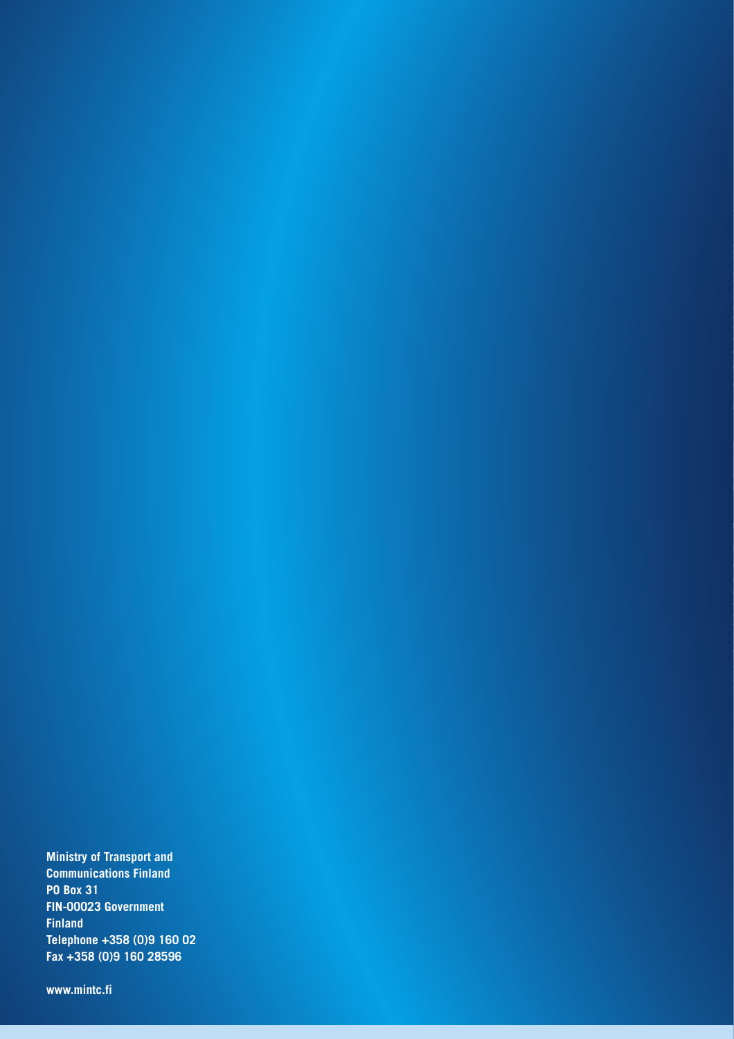**Ministry of Transport and Communications Finland**
**PO Box 31**
**FIN-00023 Government**
**Finland**
**Telephone +358 (0)9 160 02**
**Fax +358 (0)9 160 28596**

**www.mintc.fi**